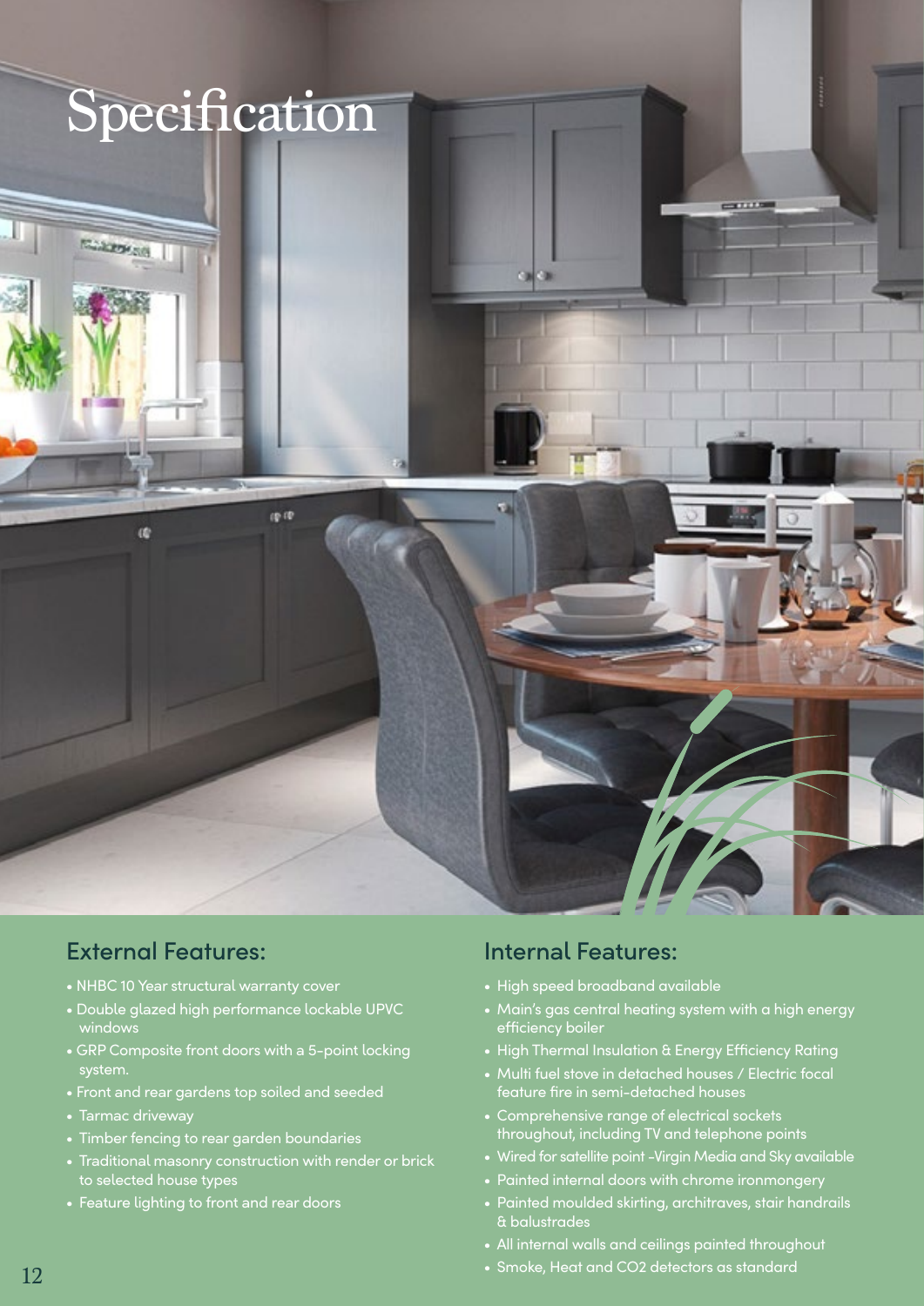# Specification

## External Features:

- NHBC 10 Year structural warranty cover
- Double glazed high performance lockable UPVC windows
- GRP Composite front doors with a 5-point locking system.
- Front and rear gardens top soiled and seeded
- Tarmac driveway
- Timber fencing to rear garden boundaries
- Traditional masonry construction with render or brick to selected house types
- Feature lighting to front and rear doors

## Internal Features:

- High speed broadband available
- Main's gas central heating system with a high energy efficiency boiler
- High Thermal Insulation & Energy Efficiency Rating
- Multi fuel stove in detached houses / Electric focal feature fire in semi-detached houses
- Comprehensive range of electrical sockets throughout, including TV and telephone points
- Wired for satellite point -Virgin Media and Sky available
- Painted internal doors with chrome ironmongery
- Painted moulded skirting, architraves, stair handrails & balustrades
- All internal walls and ceilings painted throughout
- Smoke, Heat and CO2 detectors as standard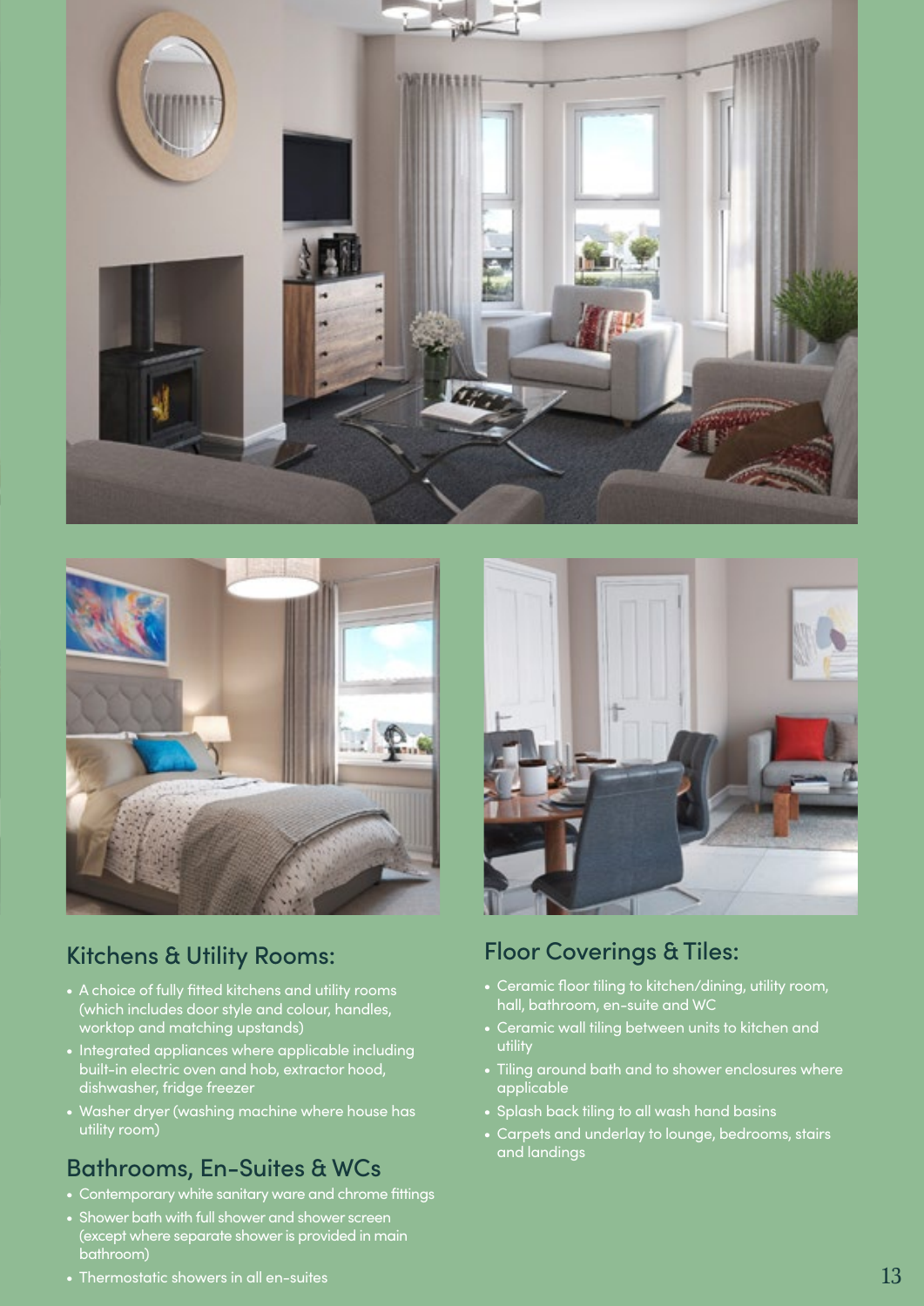## Kitchens & Utility Rooms:

- A choice of fully fitted kitchens and utility rooms (which includes door style and colour, handles, worktop and matching upstands)
- Integrated appliances where applicable including built-in electric oven and hob, extractor hood, dishwasher, fridge freezer
- Washer dryer (washing machine where house has utility room)

## Bathrooms, En-Suites & WCs

- Contemporary white sanitary ware and chrome fittings
- Shower bath with full shower and shower screen (except where separate shower is provided in main bathroom)
- Thermostatic showers in all en-suites

## Floor Coverings & Tiles:

- Ceramic floor tiling to kitchen/dining, utility room, hall, bathroom, en-suite and WC
- Ceramic wall tiling between units to kitchen and utility
- Tiling around bath and to shower enclosures where applicable
- Splash back tiling to all wash hand basins
- Carpets and underlay to lounge, bedrooms, stairs and landings